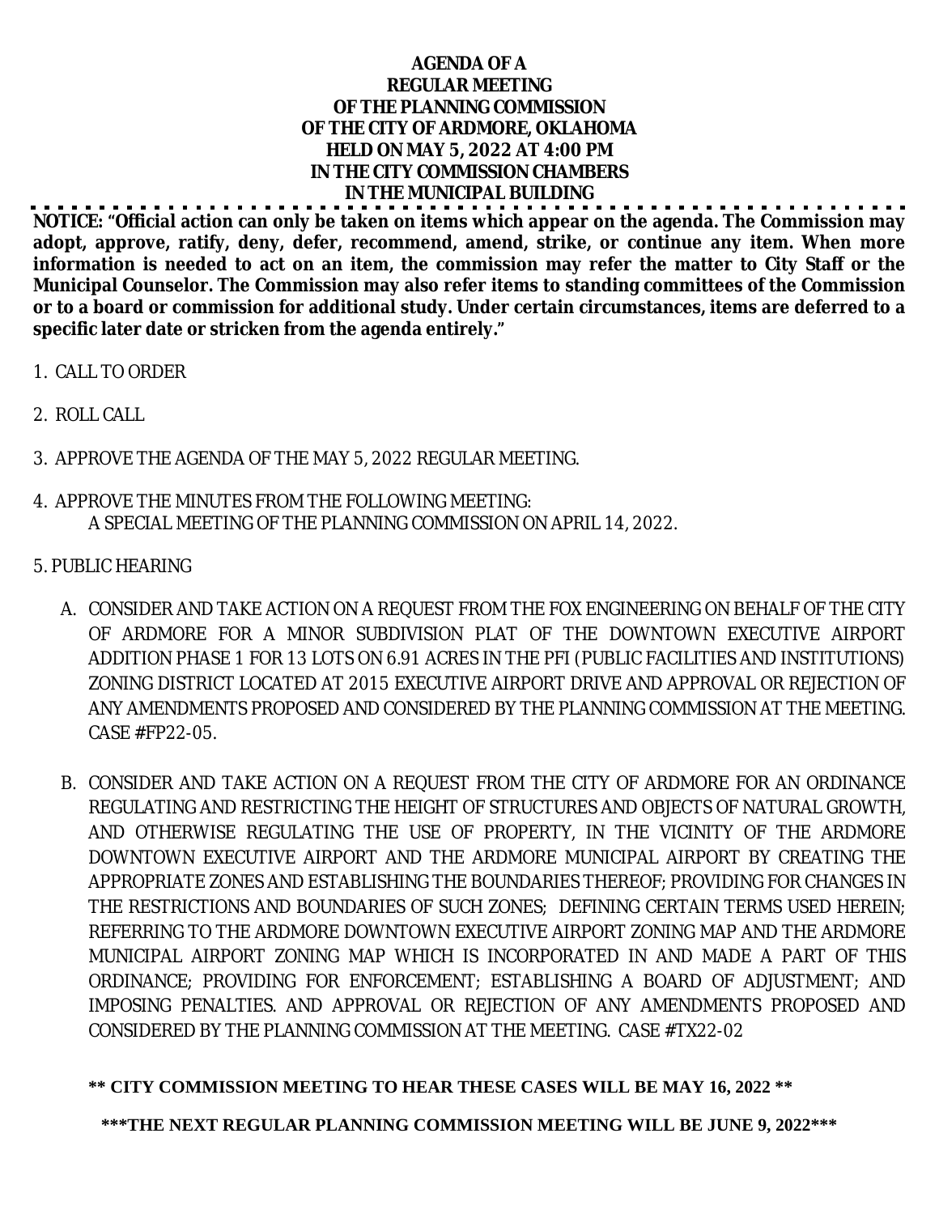**AGENDA OF A**
**REGULAR MEETING**
**OF THE PLANNING COMMISSION**
**OF THE CITY OF ARDMORE, OKLAHOMA**
**HELD ON MAY 5, 2022 AT 4:00 PM**
**IN THE CITY COMMISSION CHAMBERS**
**IN THE MUNICIPAL BUILDING**

---

**NOTICE: "Official action can only be taken on items which appear on the agenda. The Commission may adopt, approve, ratify, deny, defer, recommend, amend, strike, or continue any item. When more information is needed to act on an item, the commission may refer the matter to City Staff or the Municipal Counselor. The Commission may also refer items to standing committees of the Commission or to a board or commission for additional study. Under certain circumstances, items are deferred to a specific later date or stricken from the agenda entirely."**

1. CALL TO ORDER

2. ROLL CALL

3. APPROVE THE AGENDA OF THE MAY 5, 2022 REGULAR MEETING.

4. APPROVE THE MINUTES FROM THE FOLLOWING MEETING:
   A SPECIAL MEETING OF THE PLANNING COMMISSION ON APRIL 14, 2022.

5. PUBLIC HEARING

   A. CONSIDER AND TAKE ACTION ON A REQUEST FROM THE FOX ENGINEERING ON BEHALF OF THE CITY OF ARDMORE FOR A MINOR SUBDIVISION PLAT OF THE DOWNTOWN EXECUTIVE AIRPORT ADDITION PHASE 1 FOR 13 LOTS ON 6.91 ACRES IN THE PFI (PUBLIC FACILITIES AND INSTITUTIONS) ZONING DISTRICT LOCATED AT 2015 EXECUTIVE AIRPORT DRIVE AND APPROVAL OR REJECTION OF ANY AMENDMENTS PROPOSED AND CONSIDERED BY THE PLANNING COMMISSION AT THE MEETING. CASE #FP22-05.

   B. CONSIDER AND TAKE ACTION ON A REQUEST FROM THE CITY OF ARDMORE FOR AN ORDINANCE REGULATING AND RESTRICTING THE HEIGHT OF STRUCTURES AND OBJECTS OF NATURAL GROWTH, AND OTHERWISE REGULATING THE USE OF PROPERTY, IN THE VICINITY OF THE ARDMORE DOWNTOWN EXECUTIVE AIRPORT AND THE ARDMORE MUNICIPAL AIRPORT BY CREATING THE APPROPRIATE ZONES AND ESTABLISHING THE BOUNDARIES THEREOF; PROVIDING FOR CHANGES IN THE RESTRICTIONS AND BOUNDARIES OF SUCH ZONES; DEFINING CERTAIN TERMS USED HEREIN; REFERRING TO THE ARDMORE DOWNTOWN EXECUTIVE AIRPORT ZONING MAP AND THE ARDMORE MUNICIPAL AIRPORT ZONING MAP WHICH IS INCORPORATED IN AND MADE A PART OF THIS ORDINANCE; PROVIDING FOR ENFORCEMENT; ESTABLISHING A BOARD OF ADJUSTMENT; AND IMPOSING PENALTIES. AND APPROVAL OR REJECTION OF ANY AMENDMENTS PROPOSED AND CONSIDERED BY THE PLANNING COMMISSION AT THE MEETING. CASE #TX22-02

**\*\* CITY COMMISSION MEETING TO HEAR THESE CASES WILL BE MAY 16, 2022 \*\***

**\*\*\*THE NEXT REGULAR PLANNING COMMISSION MEETING WILL BE JUNE 9, 2022\*\*\***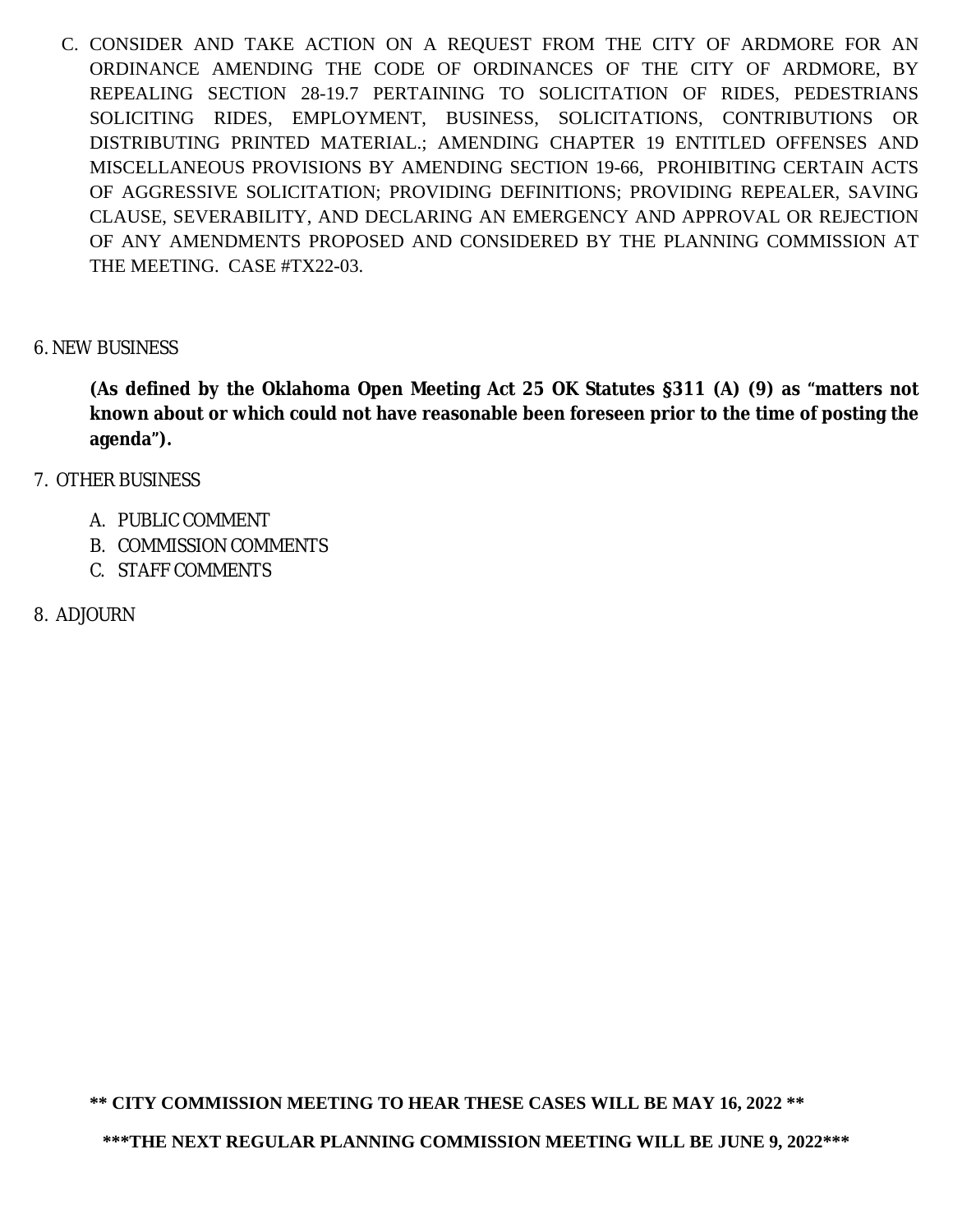C. CONSIDER AND TAKE ACTION ON A REQUEST FROM THE CITY OF ARDMORE FOR AN ORDINANCE AMENDING THE CODE OF ORDINANCES OF THE CITY OF ARDMORE, BY REPEALING SECTION 28-19.7 PERTAINING TO SOLICITATION OF RIDES, PEDESTRIANS SOLICITING RIDES, EMPLOYMENT, BUSINESS, SOLICITATIONS, CONTRIBUTIONS OR DISTRIBUTING PRINTED MATERIAL.; AMENDING CHAPTER 19 ENTITLED OFFENSES AND MISCELLANEOUS PROVISIONS BY AMENDING SECTION 19-66, PROHIBITING CERTAIN ACTS OF AGGRESSIVE SOLICITATION; PROVIDING DEFINITIONS; PROVIDING REPEALER, SAVING CLAUSE, SEVERABILITY, AND DECLARING AN EMERGENCY AND APPROVAL OR REJECTION OF ANY AMENDMENTS PROPOSED AND CONSIDERED BY THE PLANNING COMMISSION AT THE MEETING. CASE #TX22-03.

6. NEW BUSINESS

**(As defined by the Oklahoma Open Meeting Act 25 OK Statutes §311 (A) (9) as "matters not known about or which could not have reasonable been foreseen prior to the time of posting the agenda").**

7. OTHER BUSINESS

A. PUBLIC COMMENT
B. COMMISSION COMMENTS
C. STAFF COMMENTS

8. ADJOURN

**\*\* CITY COMMISSION MEETING TO HEAR THESE CASES WILL BE MAY 16, 2022 \*\***

**\*\*\*THE NEXT REGULAR PLANNING COMMISSION MEETING WILL BE JUNE 9, 2022\*\*\***